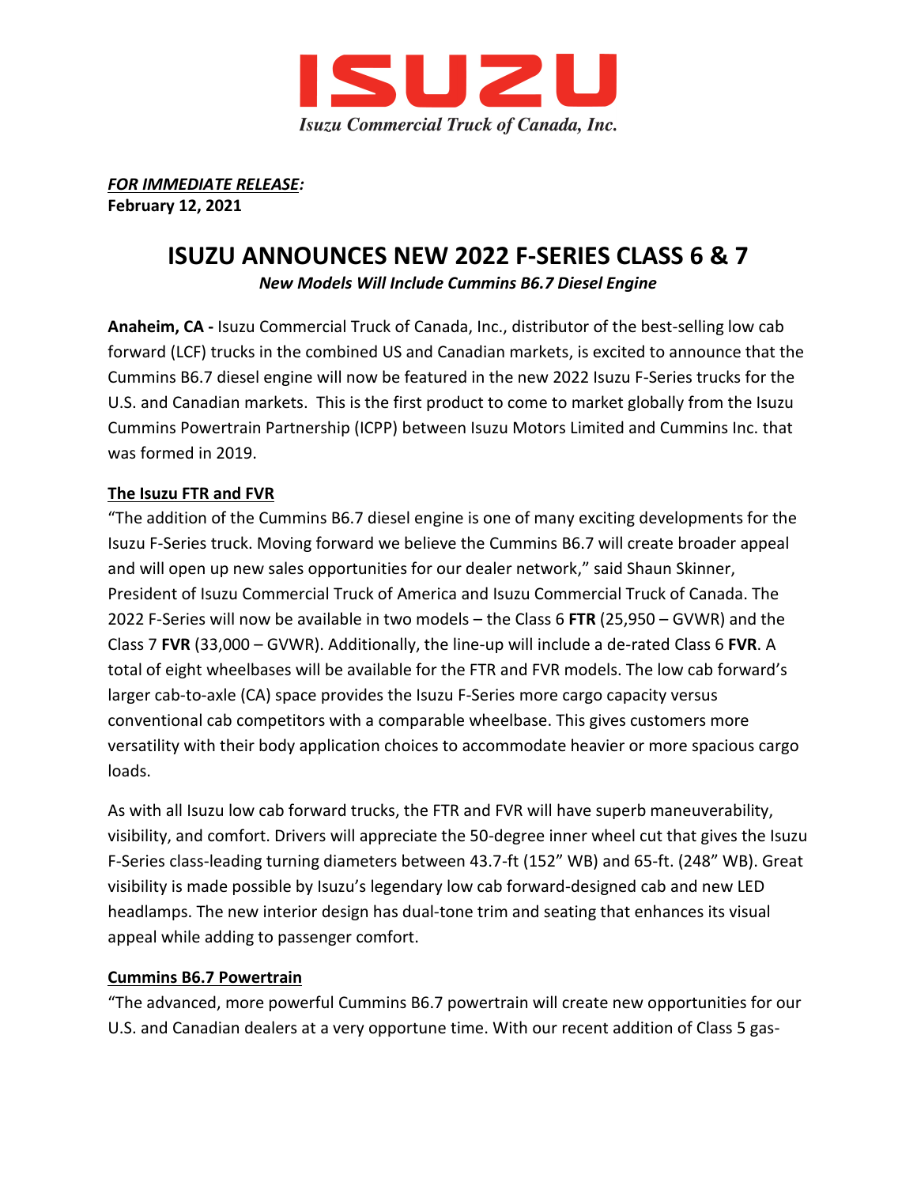**ISUZU**

*Isuzu Commercial Truck of Canada, Inc.*

***FOR IMMEDIATE RELEASE:***
**February 12, 2021**

# ISUZU ANNOUNCES NEW 2022 F-SERIES CLASS 6 & 7

***New Models Will Include Cummins B6.7 Diesel Engine***

**Anaheim, CA -** Isuzu Commercial Truck of Canada, Inc., distributor of the best-selling low cab forward (LCF) trucks in the combined US and Canadian markets, is excited to announce that the Cummins B6.7 diesel engine will now be featured in the new 2022 Isuzu F-Series trucks for the U.S. and Canadian markets. This is the first product to come to market globally from the Isuzu Cummins Powertrain Partnership (ICPP) between Isuzu Motors Limited and Cummins Inc. that was formed in 2019.

## The Isuzu FTR and FVR

"The addition of the Cummins B6.7 diesel engine is one of many exciting developments for the Isuzu F-Series truck. Moving forward we believe the Cummins B6.7 will create broader appeal and will open up new sales opportunities for our dealer network," said Shaun Skinner, President of Isuzu Commercial Truck of America and Isuzu Commercial Truck of Canada. The 2022 F-Series will now be available in two models – the Class 6 **FTR** (25,950 – GVWR) and the Class 7 **FVR** (33,000 – GVWR). Additionally, the line-up will include a de-rated Class 6 **FVR**. A total of eight wheelbases will be available for the FTR and FVR models. The low cab forward's larger cab-to-axle (CA) space provides the Isuzu F-Series more cargo capacity versus conventional cab competitors with a comparable wheelbase. This gives customers more versatility with their body application choices to accommodate heavier or more spacious cargo loads.

As with all Isuzu low cab forward trucks, the FTR and FVR will have superb maneuverability, visibility, and comfort. Drivers will appreciate the 50-degree inner wheel cut that gives the Isuzu F-Series class-leading turning diameters between 43.7-ft (152" WB) and 65-ft. (248" WB). Great visibility is made possible by Isuzu's legendary low cab forward-designed cab and new LED headlamps. The new interior design has dual-tone trim and seating that enhances its visual appeal while adding to passenger comfort.

## Cummins B6.7 Powertrain

"The advanced, more powerful Cummins B6.7 powertrain will create new opportunities for our U.S. and Canadian dealers at a very opportune time. With our recent addition of Class 5 gas-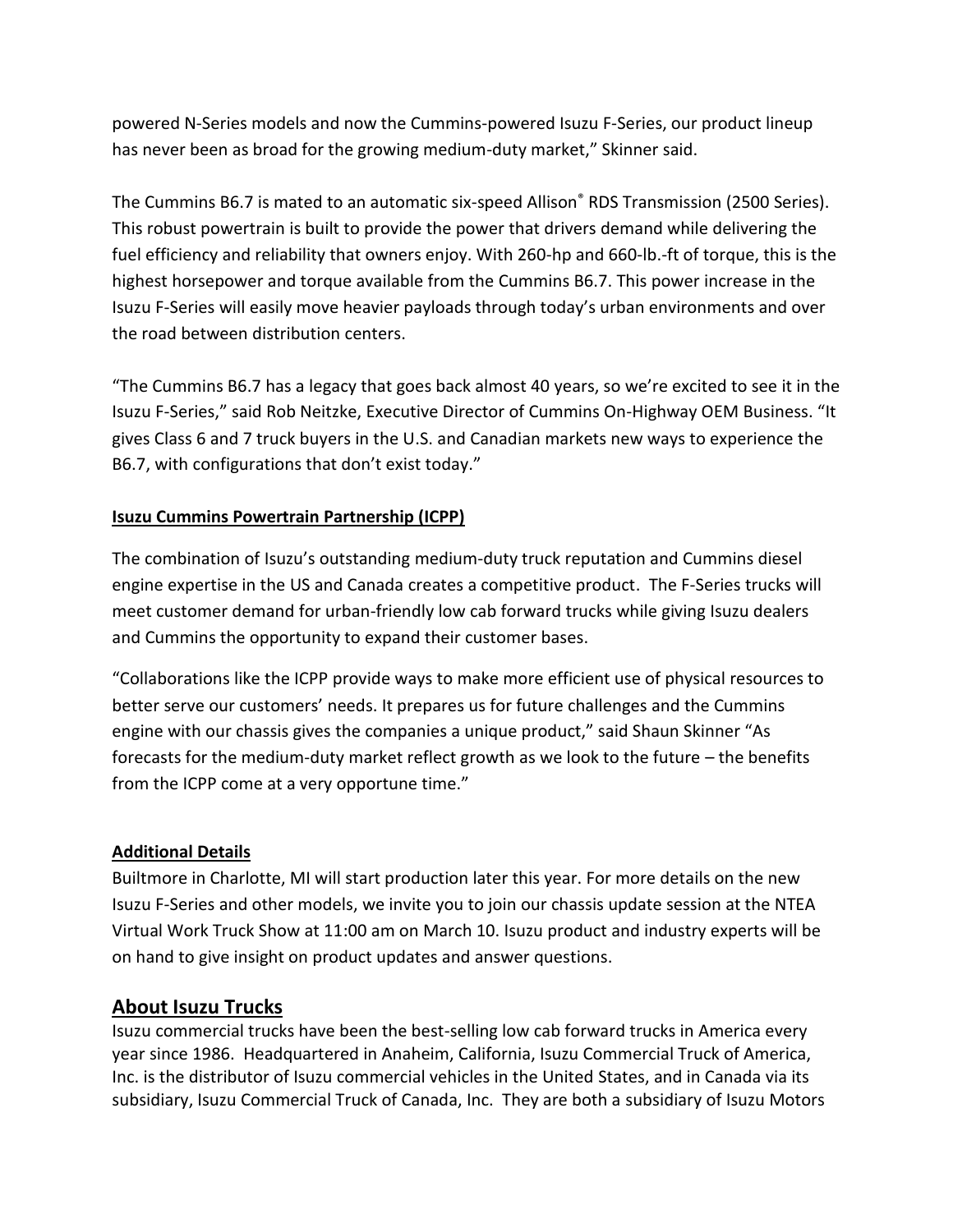powered N-Series models and now the Cummins-powered Isuzu F-Series, our product lineup has never been as broad for the growing medium-duty market," Skinner said.

The Cummins B6.7 is mated to an automatic six-speed Allison® RDS Transmission (2500 Series). This robust powertrain is built to provide the power that drivers demand while delivering the fuel efficiency and reliability that owners enjoy. With 260-hp and 660-lb.-ft of torque, this is the highest horsepower and torque available from the Cummins B6.7. This power increase in the Isuzu F-Series will easily move heavier payloads through today's urban environments and over the road between distribution centers.

"The Cummins B6.7 has a legacy that goes back almost 40 years, so we're excited to see it in the Isuzu F-Series," said Rob Neitzke, Executive Director of Cummins On-Highway OEM Business. "It gives Class 6 and 7 truck buyers in the U.S. and Canadian markets new ways to experience the B6.7, with configurations that don't exist today."

**Isuzu Cummins Powertrain Partnership (ICPP)**

The combination of Isuzu's outstanding medium-duty truck reputation and Cummins diesel engine expertise in the US and Canada creates a competitive product. The F-Series trucks will meet customer demand for urban-friendly low cab forward trucks while giving Isuzu dealers and Cummins the opportunity to expand their customer bases.

"Collaborations like the ICPP provide ways to make more efficient use of physical resources to better serve our customers' needs. It prepares us for future challenges and the Cummins engine with our chassis gives the companies a unique product," said Shaun Skinner "As forecasts for the medium-duty market reflect growth as we look to the future – the benefits from the ICPP come at a very opportune time."

**Additional Details**

Builtmore in Charlotte, MI will start production later this year. For more details on the new Isuzu F-Series and other models, we invite you to join our chassis update session at the NTEA Virtual Work Truck Show at 11:00 am on March 10. Isuzu product and industry experts will be on hand to give insight on product updates and answer questions.

## About Isuzu Trucks

Isuzu commercial trucks have been the best-selling low cab forward trucks in America every year since 1986. Headquartered in Anaheim, California, Isuzu Commercial Truck of America, Inc. is the distributor of Isuzu commercial vehicles in the United States, and in Canada via its subsidiary, Isuzu Commercial Truck of Canada, Inc. They are both a subsidiary of Isuzu Motors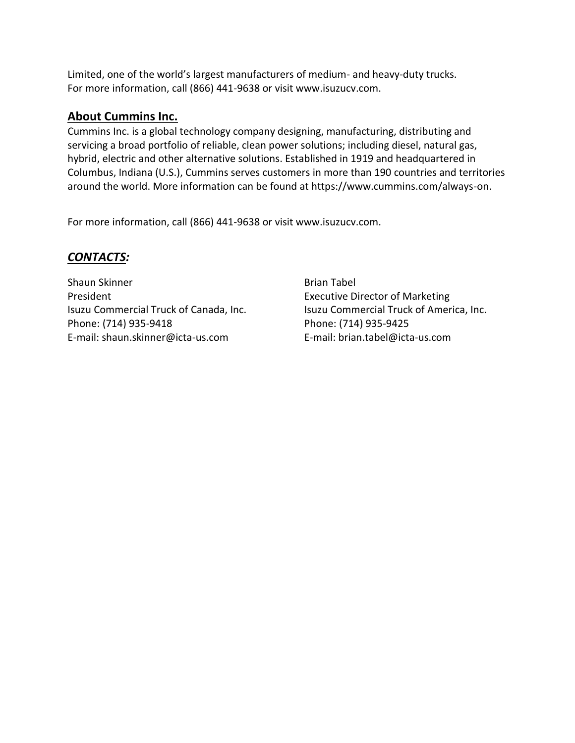Limited, one of the world's largest manufacturers of medium- and heavy-duty trucks.
For more information, call (866) 441-9638 or visit www.isuzucv.com.

## About Cummins Inc.

Cummins Inc. is a global technology company designing, manufacturing, distributing and servicing a broad portfolio of reliable, clean power solutions; including diesel, natural gas, hybrid, electric and other alternative solutions. Established in 1919 and headquartered in Columbus, Indiana (U.S.), Cummins serves customers in more than 190 countries and territories around the world. More information can be found at https://www.cummins.com/always-on.

For more information, call (866) 441-9638 or visit www.isuzucv.com.

## *CONTACTS:*

Shaun Skinner
President
Isuzu Commercial Truck of Canada, Inc.
Phone: (714) 935-9418
E-mail: shaun.skinner@icta-us.com

Brian Tabel
Executive Director of Marketing
Isuzu Commercial Truck of America, Inc.
Phone: (714) 935-9425
E-mail: brian.tabel@icta-us.com